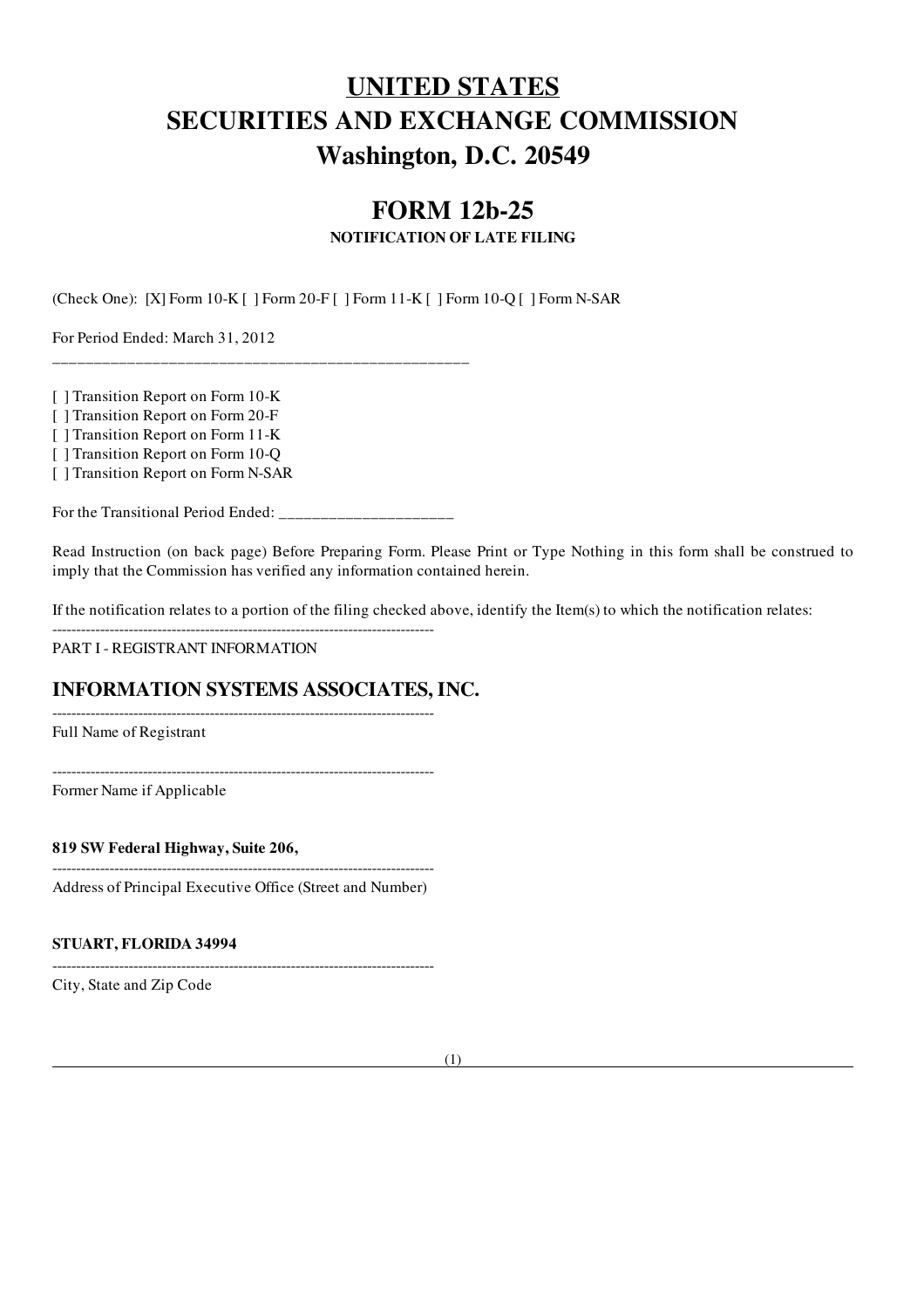# UNITED STATES
# SECURITIES AND EXCHANGE COMMISSION
# Washington, D.C. 20549

## FORM 12b-25

**NOTIFICATION OF LATE FILING**

(Check One): [X] Form 10-K [ ] Form 20-F [ ] Form 11-K [ ] Form 10-Q [ ] Form N-SAR

For Period Ended: March 31, 2012

---

[ ] Transition Report on Form 10-K
[ ] Transition Report on Form 20-F
[ ] Transition Report on Form 11-K
[ ] Transition Report on Form 10-Q
[ ] Transition Report on Form N-SAR

For the Transitional Period Ended: ____________________

Read Instruction (on back page) Before Preparing Form. Please Print or Type Nothing in this form shall be construed to imply that the Commission has verified any information contained herein.

If the notification relates to a portion of the filing checked above, identify the Item(s) to which the notification relates:

---

PART I - REGISTRANT INFORMATION

### INFORMATION SYSTEMS ASSOCIATES, INC.

---

Full Name of Registrant

---

Former Name if Applicable

**819 SW Federal Highway, Suite 206,**

---

Address of Principal Executive Office (Street and Number)

**STUART, FLORIDA 34994**

---

City, State and Zip Code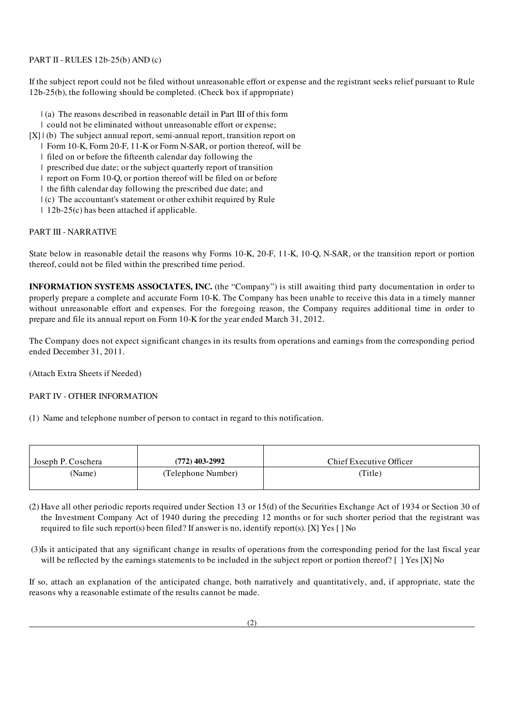PART II - RULES 12b-25(b) AND (c)

If the subject report could not be filed without unreasonable effort or expense and the registrant seeks relief pursuant to Rule 12b-25(b), the following should be completed. (Check box if appropriate)

| (a) The reasons described in reasonable detail in Part III of this form
| could not be eliminated without unreasonable effort or expense;
[X] | (b) The subject annual report, semi-annual report, transition report on
| Form 10-K, Form 20-F, 11-K or Form N-SAR, or portion thereof, will be
| filed on or before the fifteenth calendar day following the
| prescribed due date; or the subject quarterly report of transition
| report on Form 10-Q, or portion thereof will be filed on or before
| the fifth calendar day following the prescribed due date; and
| (c) The accountant's statement or other exhibit required by Rule
| 12b-25(c) has been attached if applicable.

PART III - NARRATIVE

State below in reasonable detail the reasons why Forms 10-K, 20-F, 11-K, 10-Q, N-SAR, or the transition report or portion thereof, could not be filed within the prescribed time period.

**INFORMATION SYSTEMS ASSOCIATES, INC.** (the "Company") is still awaiting third party documentation in order to properly prepare a complete and accurate Form 10-K. The Company has been unable to receive this data in a timely manner without unreasonable effort and expenses. For the foregoing reason, the Company requires additional time in order to prepare and file its annual report on Form 10-K for the year ended March 31, 2012.

The Company does not expect significant changes in its results from operations and earnings from the corresponding period ended December 31, 2011.

(Attach Extra Sheets if Needed)

PART IV - OTHER INFORMATION

(1) Name and telephone number of person to contact in regard to this notification.

| Joseph P. Coschera | **(772) 403-2992** | Chief Executive Officer |
|---|---|---|
| (Name) | (Telephone Number) | (Title) |

(2) Have all other periodic reports required under Section 13 or 15(d) of the Securities Exchange Act of 1934 or Section 30 of the Investment Company Act of 1940 during the preceding 12 months or for such shorter period that the registrant was required to file such report(s) been filed? If answer is no, identify report(s). [X] Yes [ ] No

(3) Is it anticipated that any significant change in results of operations from the corresponding period for the last fiscal year will be reflected by the earnings statements to be included in the subject report or portion thereof? [ ] Yes [X] No

If so, attach an explanation of the anticipated change, both narratively and quantitatively, and, if appropriate, state the reasons why a reasonable estimate of the results cannot be made.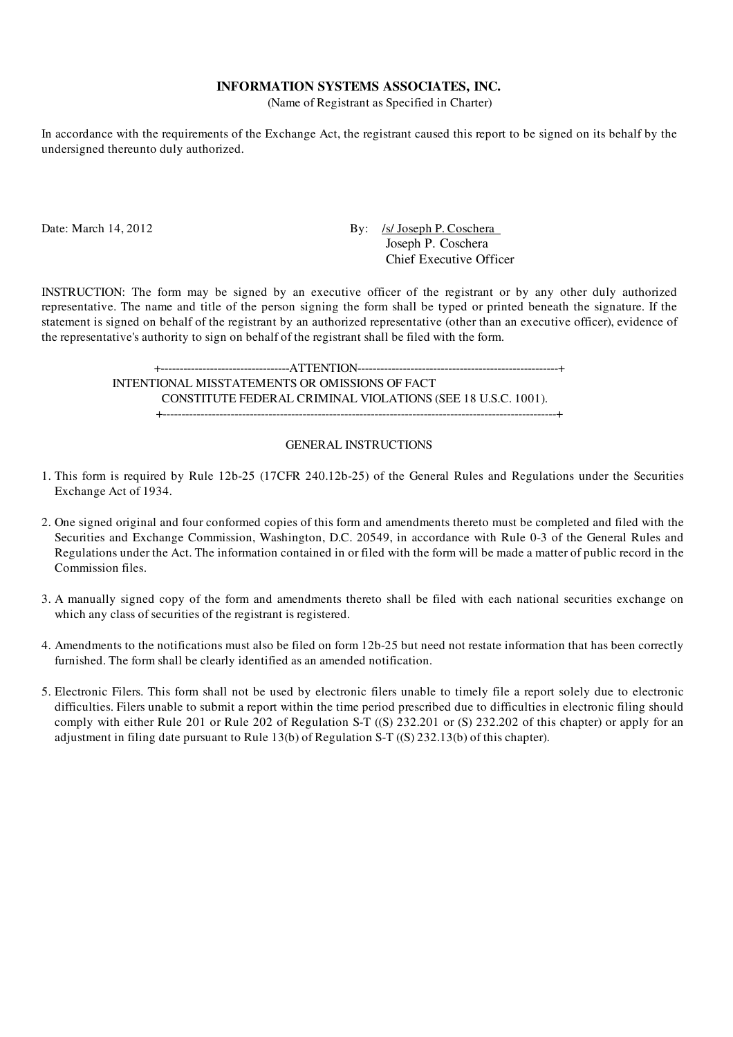**INFORMATION SYSTEMS ASSOCIATES, INC.**

(Name of Registrant as Specified in Charter)

In accordance with the requirements of the Exchange Act, the registrant caused this report to be signed on its behalf by the undersigned thereunto duly authorized.

Date: March 14, 2012

By: /s/ Joseph P. Coschera
Joseph P. Coschera
Chief Executive Officer

INSTRUCTION: The form may be signed by an executive officer of the registrant or by any other duly authorized representative. The name and title of the person signing the form shall be typed or printed beneath the signature. If the statement is signed on behalf of the registrant by an authorized representative (other than an executive officer), evidence of the representative's authority to sign on behalf of the registrant shall be filed with the form.

+----------------------------------ATTENTION-----------------------------------------------------+
INTENTIONAL MISSTATEMENTS OR OMISSIONS OF FACT
CONSTITUTE FEDERAL CRIMINAL VIOLATIONS (SEE 18 U.S.C. 1001).
+-----------------------------------------------------------------------------------------------------+

GENERAL INSTRUCTIONS

1. This form is required by Rule 12b-25 (17CFR 240.12b-25) of the General Rules and Regulations under the Securities Exchange Act of 1934.

2. One signed original and four conformed copies of this form and amendments thereto must be completed and filed with the Securities and Exchange Commission, Washington, D.C. 20549, in accordance with Rule 0-3 of the General Rules and Regulations under the Act. The information contained in or filed with the form will be made a matter of public record in the Commission files.

3. A manually signed copy of the form and amendments thereto shall be filed with each national securities exchange on which any class of securities of the registrant is registered.

4. Amendments to the notifications must also be filed on form 12b-25 but need not restate information that has been correctly furnished. The form shall be clearly identified as an amended notification.

5. Electronic Filers. This form shall not be used by electronic filers unable to timely file a report solely due to electronic difficulties. Filers unable to submit a report within the time period prescribed due to difficulties in electronic filing should comply with either Rule 201 or Rule 202 of Regulation S-T ((S) 232.201 or (S) 232.202 of this chapter) or apply for an adjustment in filing date pursuant to Rule 13(b) of Regulation S-T ((S) 232.13(b) of this chapter).